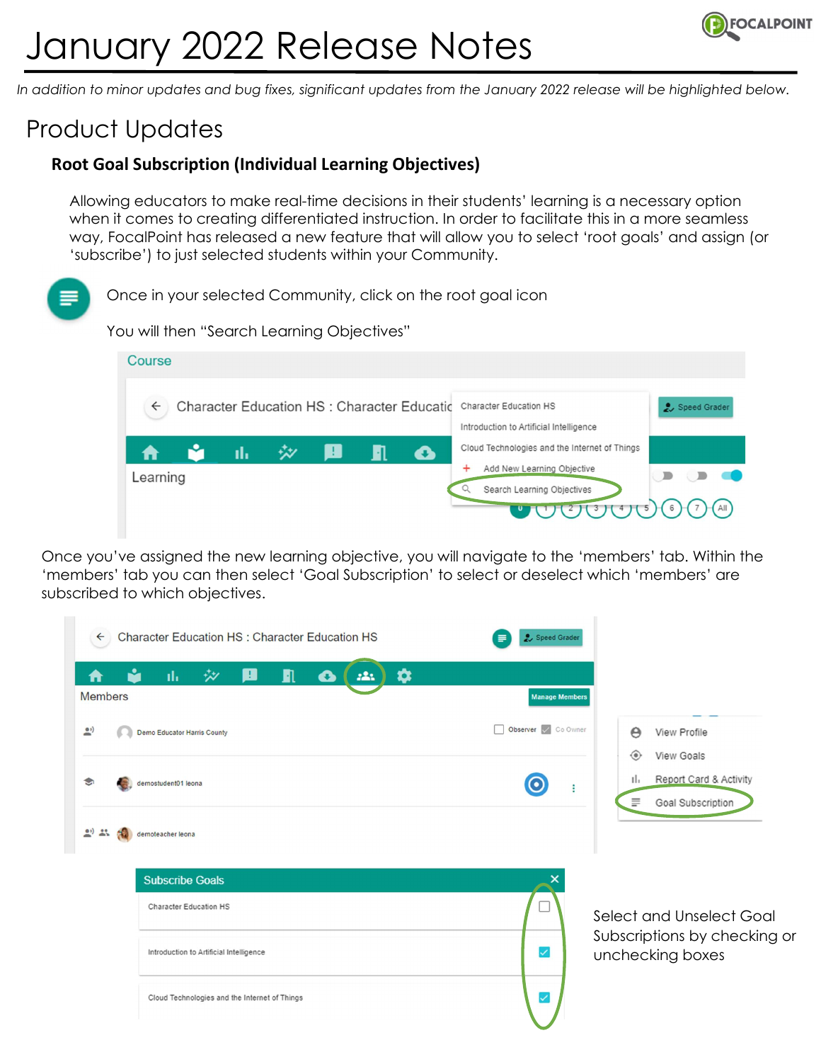# January 2022 Release Notes

*In addition to minor updates and bug fixes, significant updates from the January 2022 release will be highlighted below.*

## Product Updates

### Root Goal Subscription (Individual Learning Objectives)

Allowing educators to make real-time decisions in their students' learning is a necessary option when it comes to creating differentiated instruction. In order to facilitate this in a more seamless way, FocalPoint has released a new feature that will allow you to select 'root goals' and assign (or 'subscribe') to just selected students within your Community.

Once in your selected Community, click on the root goal icon

You will then "Search Learning Objectives"

Once you've assigned the new learning objective, you will navigate to the 'members' tab. Within the 'members' tab you can then select 'Goal Subscription' to select or deselect which 'members' are subscribed to which objectives.

Select and Unselect Goal Subscriptions by checking or unchecking boxes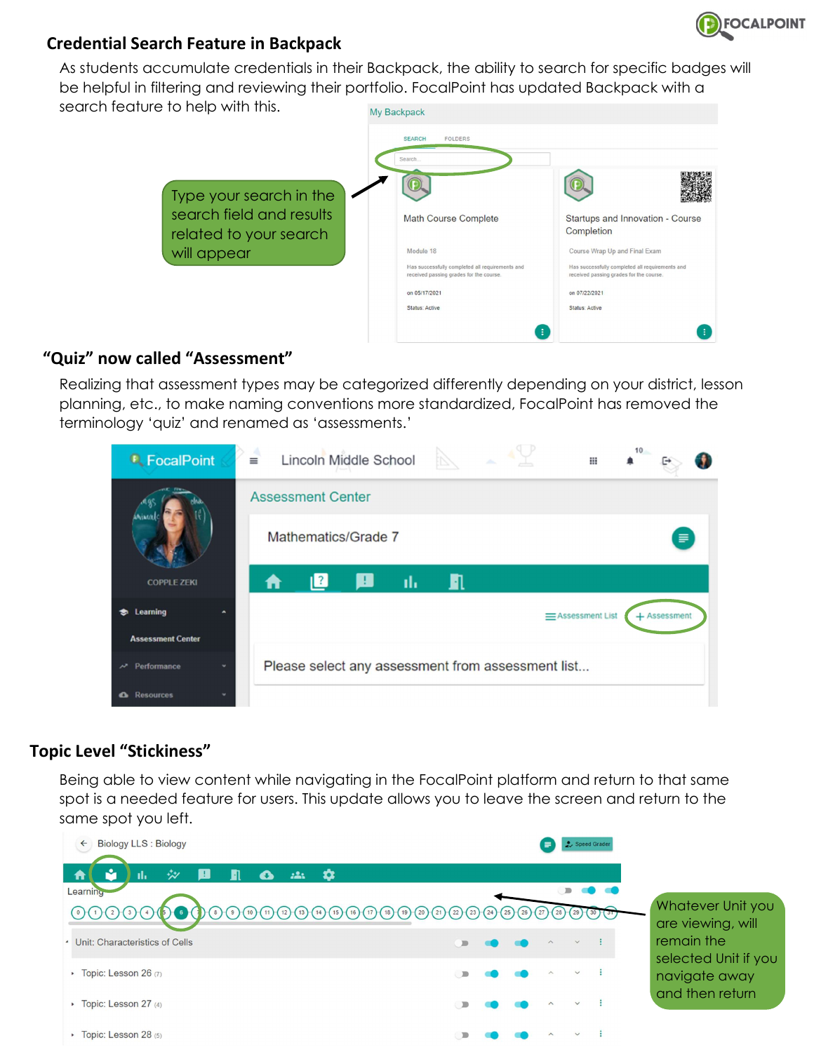## Credential Search Feature in Backpack

As students accumulate credentials in their Backpack, the ability to search for specific badges will be helpful in filtering and reviewing their portfolio. FocalPoint has updated Backpack with a search feature to help with this.

Type your search in the search field and results related to your search will appear

## "Quiz" now called "Assessment"

Realizing that assessment types may be categorized differently depending on your district, lesson planning, etc., to make naming conventions more standardized, FocalPoint has removed the terminology 'quiz' and renamed as 'assessments.'

## Topic Level "Stickiness"

Being able to view content while navigating in the FocalPoint platform and return to that same spot is a needed feature for users. This update allows you to leave the screen and return to the same spot you left.

Whatever Unit you are viewing, will remain the selected Unit if you navigate away and then return